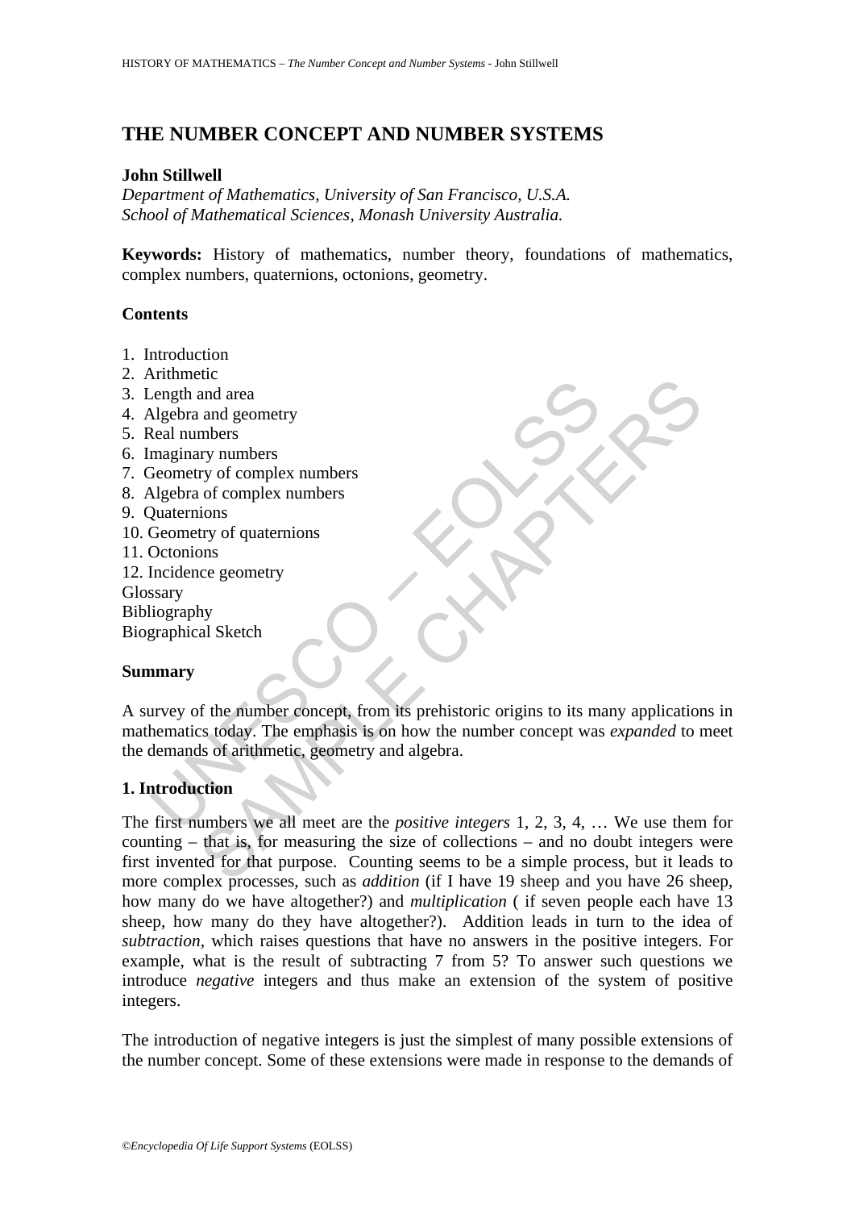# THE NUMBER CONCEPT AND NUMBER SYSTEMS

**John Stillwell**
*Department of Mathematics, University of San Francisco, U.S.A.*
*School of Mathematical Sciences, Monash University Australia.*

**Keywords:** History of mathematics, number theory, foundations of mathematics, complex numbers, quaternions, octonions, geometry.

## Contents

1. Introduction
2. Arithmetic
3. Length and area
4. Algebra and geometry
5. Real numbers
6. Imaginary numbers
7. Geometry of complex numbers
8. Algebra of complex numbers
9. Quaternions
10. Geometry of quaternions
11. Octonions
12. Incidence geometry

Glossary
Bibliography
Biographical Sketch

## Summary

A survey of the number concept, from its prehistoric origins to its many applications in mathematics today. The emphasis is on how the number concept was *expanded* to meet the demands of arithmetic, geometry and algebra.

## 1. Introduction

The first numbers we all meet are the *positive integers* 1, 2, 3, 4, … We use them for counting – that is, for measuring the size of collections – and no doubt integers were first invented for that purpose. Counting seems to be a simple process, but it leads to more complex processes, such as *addition* (if I have 19 sheep and you have 26 sheep, how many do we have altogether?) and *multiplication* ( if seven people each have 13 sheep, how many do they have altogether?). Addition leads in turn to the idea of *subtraction*, which raises questions that have no answers in the positive integers. For example, what is the result of subtracting 7 from 5? To answer such questions we introduce *negative* integers and thus make an extension of the system of positive integers.

The introduction of negative integers is just the simplest of many possible extensions of the number concept. Some of these extensions were made in response to the demands of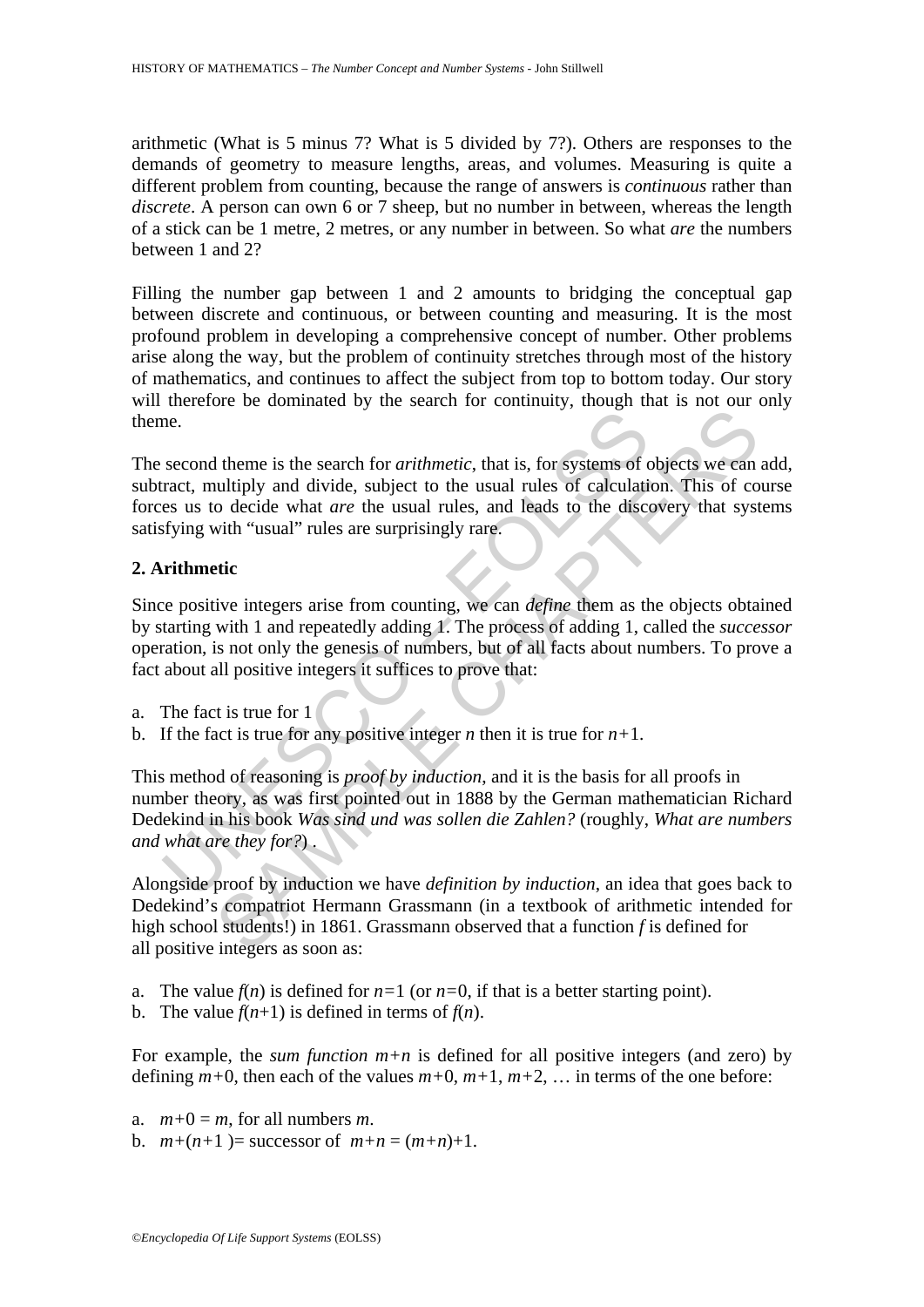arithmetic (What is 5 minus 7? What is 5 divided by 7?). Others are responses to the demands of geometry to measure lengths, areas, and volumes. Measuring is quite a different problem from counting, because the range of answers is *continuous* rather than *discrete*. A person can own 6 or 7 sheep, but no number in between, whereas the length of a stick can be 1 metre, 2 metres, or any number in between. So what *are* the numbers between 1 and 2?

Filling the number gap between 1 and 2 amounts to bridging the conceptual gap between discrete and continuous, or between counting and measuring. It is the most profound problem in developing a comprehensive concept of number. Other problems arise along the way, but the problem of continuity stretches through most of the history of mathematics, and continues to affect the subject from top to bottom today. Our story will therefore be dominated by the search for continuity, though that is not our only theme.

The second theme is the search for *arithmetic*, that is, for systems of objects we can add, subtract, multiply and divide, subject to the usual rules of calculation. This of course forces us to decide what *are* the usual rules, and leads to the discovery that systems satisfying with "usual" rules are surprisingly rare.

## 2. Arithmetic

Since positive integers arise from counting, we can *define* them as the objects obtained by starting with 1 and repeatedly adding 1. The process of adding 1, called the *successor* operation, is not only the genesis of numbers, but of all facts about numbers. To prove a fact about all positive integers it suffices to prove that:

a. The fact is true for 1
b. If the fact is true for any positive integer $n$ then it is true for $n+1$.

This method of reasoning is *proof by induction*, and it is the basis for all proofs in number theory, as was first pointed out in 1888 by the German mathematician Richard Dedekind in his book *Was sind und was sollen die Zahlen?* (roughly, *What are numbers and what are they for?*) .

Alongside proof by induction we have *definition by induction*, an idea that goes back to Dedekind's compatriot Hermann Grassmann (in a textbook of arithmetic intended for high school students!) in 1861. Grassmann observed that a function $f$ is defined for all positive integers as soon as:

a. The value $f(n)$ is defined for $n=1$ (or $n=0$, if that is a better starting point).
b. The value $f(n+1)$ is defined in terms of $f(n)$.

For example, the *sum function* $m+n$ is defined for all positive integers (and zero) by defining $m+0$, then each of the values $m+0$, $m+1$, $m+2$, … in terms of the one before:

a. $m+0 = m$, for all numbers $m$.
b. $m+(n+1) =$ successor of $m+n = (m+n)+1$.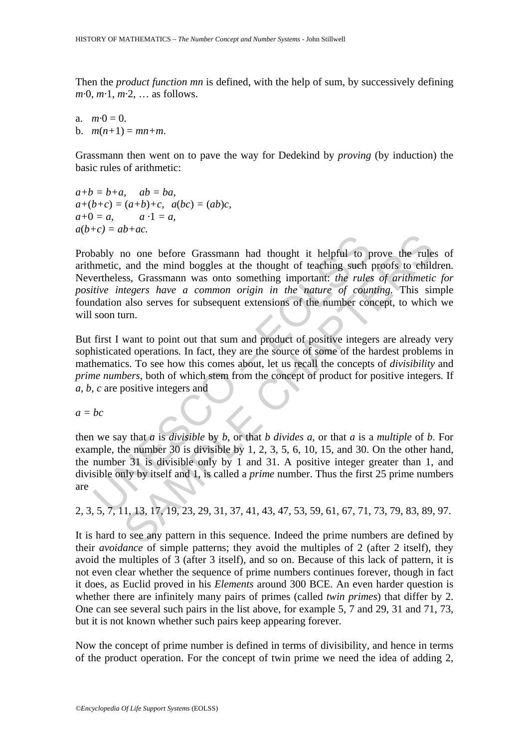Then the *product function* $mn$ is defined, with the help of sum, by successively defining $m\cdot 0$, $m\cdot 1$, $m\cdot 2$, … as follows.

a. $m\cdot 0 = 0$.
b. $m(n+1) = mn+m$.

Grassmann then went on to pave the way for Dedekind by *proving* (by induction) the basic rules of arithmetic:

$a+b = b+a,\quad ab = ba,$
$a+(b+c) = (a+b)+c,\quad a(bc) = (ab)c,$
$a+0 = a,\quad a\cdot 1 = a,$
$a(b+c) = ab+ac.$

Probably no one before Grassmann had thought it helpful to prove the rules of arithmetic, and the mind boggles at the thought of teaching such proofs to children. Nevertheless, Grassmann was onto something important: *the rules of arithmetic for positive integers have a common origin in the nature of counting.* This simple foundation also serves for subsequent extensions of the number concept, to which we will soon turn.

But first I want to point out that sum and product of positive integers are already very sophisticated operations. In fact, they are the source of some of the hardest problems in mathematics. To see how this comes about, let us recall the concepts of *divisibility* and *prime numbers*, both of which stem from the concept of product for positive integers. If $a$, $b$, $c$ are positive integers and

$a = bc$

then we say that $a$ is *divisible* by $b$, or that $b$ *divides* $a$, or that $a$ is a *multiple* of $b$. For example, the number 30 is divisible by 1, 2, 3, 5, 6, 10, 15, and 30. On the other hand, the number 31 is divisible only by 1 and 31. A positive integer greater than 1, and divisible only by itself and 1, is called a *prime* number. Thus the first 25 prime numbers are

2, 3, 5, 7, 11, 13, 17, 19, 23, 29, 31, 37, 41, 43, 47, 53, 59, 61, 67, 71, 73, 79, 83, 89, 97.

It is hard to see any pattern in this sequence. Indeed the prime numbers are defined by their *avoidance* of simple patterns; they avoid the multiples of 2 (after 2 itself), they avoid the multiples of 3 (after 3 itself), and so on. Because of this lack of pattern, it is not even clear whether the sequence of prime numbers continues forever, though in fact it does, as Euclid proved in his *Elements* around 300 BCE. An even harder question is whether there are infinitely many pairs of primes (called *twin primes*) that differ by 2. One can see several such pairs in the list above, for example 5, 7 and 29, 31 and 71, 73, but it is not known whether such pairs keep appearing forever.

Now the concept of prime number is defined in terms of divisibility, and hence in terms of the product operation. For the concept of twin prime we need the idea of adding 2,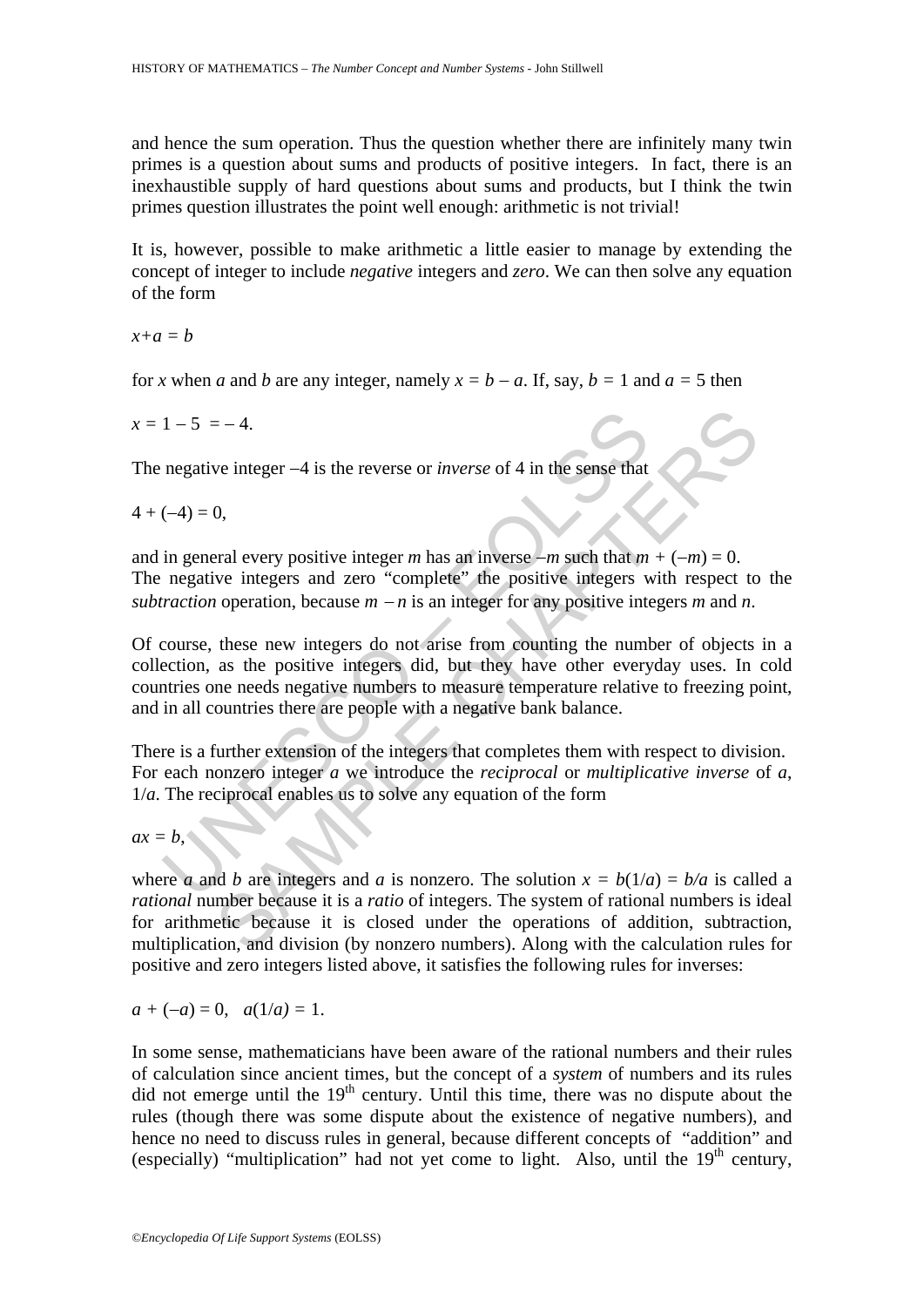and hence the sum operation. Thus the question whether there are infinitely many twin primes is a question about sums and products of positive integers. In fact, there is an inexhaustible supply of hard questions about sums and products, but I think the twin primes question illustrates the point well enough: arithmetic is not trivial!

It is, however, possible to make arithmetic a little easier to manage by extending the concept of integer to include *negative* integers and *zero*. We can then solve any equation of the form

$x+a = b$

for $x$ when $a$ and $b$ are any integer, namely $x = b - a$. If, say, $b = 1$ and $a = 5$ then

$x = 1 - 5 = -4.$

The negative integer $-4$ is the reverse or *inverse* of 4 in the sense that

$4 + (-4) = 0,$

and in general every positive integer $m$ has an inverse $-m$ such that $m + (-m) = 0$.
The negative integers and zero "complete" the positive integers with respect to the *subtraction* operation, because $m - n$ is an integer for any positive integers $m$ and $n$.

Of course, these new integers do not arise from counting the number of objects in a collection, as the positive integers did, but they have other everyday uses. In cold countries one needs negative numbers to measure temperature relative to freezing point, and in all countries there are people with a negative bank balance.

There is a further extension of the integers that completes them with respect to division. For each nonzero integer $a$ we introduce the *reciprocal* or *multiplicative inverse* of $a$, $1/a$. The reciprocal enables us to solve any equation of the form

$ax = b,$

where $a$ and $b$ are integers and $a$ is nonzero. The solution $x = b(1/a) = b/a$ is called a *rational* number because it is a *ratio* of integers. The system of rational numbers is ideal for arithmetic because it is closed under the operations of addition, subtraction, multiplication, and division (by nonzero numbers). Along with the calculation rules for positive and zero integers listed above, it satisfies the following rules for inverses:

$a + (-a) = 0, \quad a(1/a) = 1.$

In some sense, mathematicians have been aware of the rational numbers and their rules of calculation since ancient times, but the concept of a *system* of numbers and its rules did not emerge until the 19th century. Until this time, there was no dispute about the rules (though there was some dispute about the existence of negative numbers), and hence no need to discuss rules in general, because different concepts of "addition" and (especially) "multiplication" had not yet come to light. Also, until the 19th century,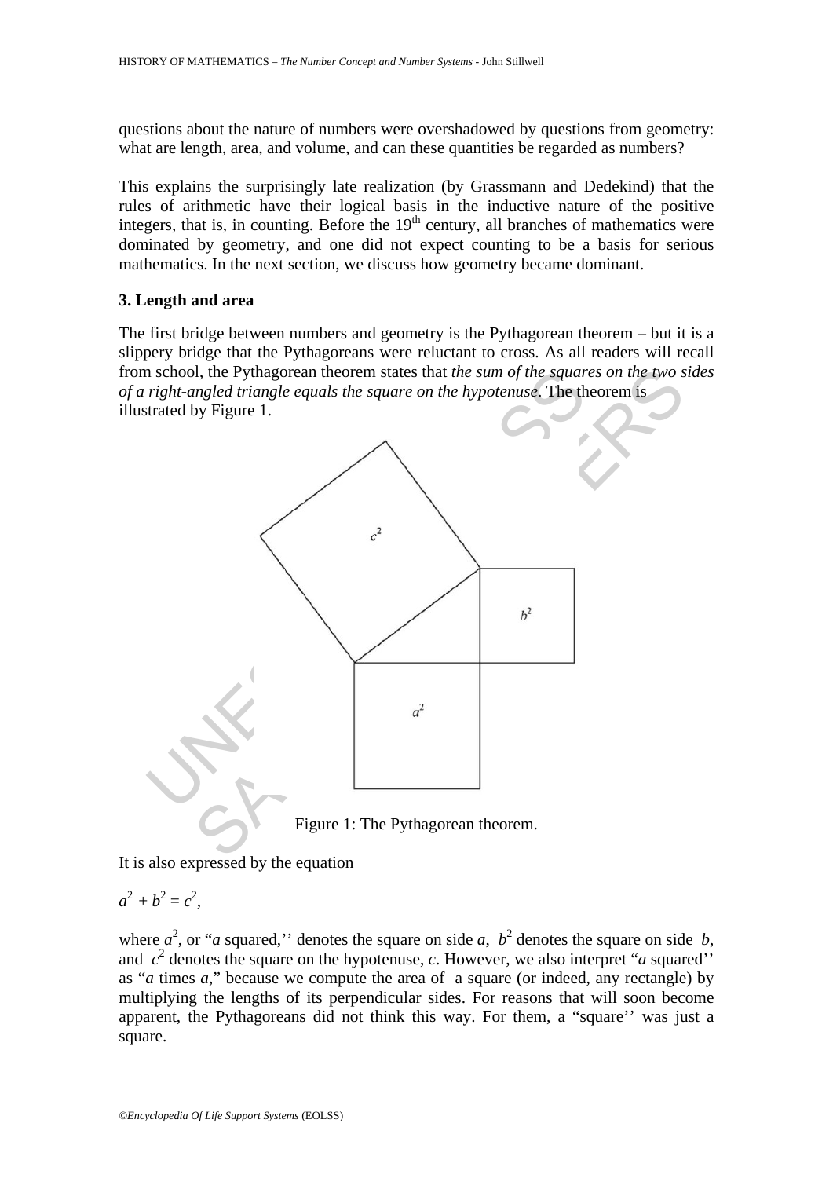questions about the nature of numbers were overshadowed by questions from geometry: what are length, area, and volume, and can these quantities be regarded as numbers?

This explains the surprisingly late realization (by Grassmann and Dedekind) that the rules of arithmetic have their logical basis in the inductive nature of the positive integers, that is, in counting. Before the 19th century, all branches of mathematics were dominated by geometry, and one did not expect counting to be a basis for serious mathematics. In the next section, we discuss how geometry became dominant.

## 3. Length and area

The first bridge between numbers and geometry is the Pythagorean theorem – but it is a slippery bridge that the Pythagoreans were reluctant to cross. As all readers will recall from school, the Pythagorean theorem states that *the sum of the squares on the two sides of a right-angled triangle equals the square on the hypotenuse*. The theorem is illustrated by Figure 1.

Figure 1: The Pythagorean theorem.

It is also expressed by the equation

$a^2 + b^2 = c^2$,

where $a^2$, or "$a$ squared,'' denotes the square on side $a$, $b^2$ denotes the square on side $b$, and $c^2$ denotes the square on the hypotenuse, $c$. However, we also interpret "$a$ squared'' as "$a$ times $a$," because we compute the area of a square (or indeed, any rectangle) by multiplying the lengths of its perpendicular sides. For reasons that will soon become apparent, the Pythagoreans did not think this way. For them, a "square'' was just a square.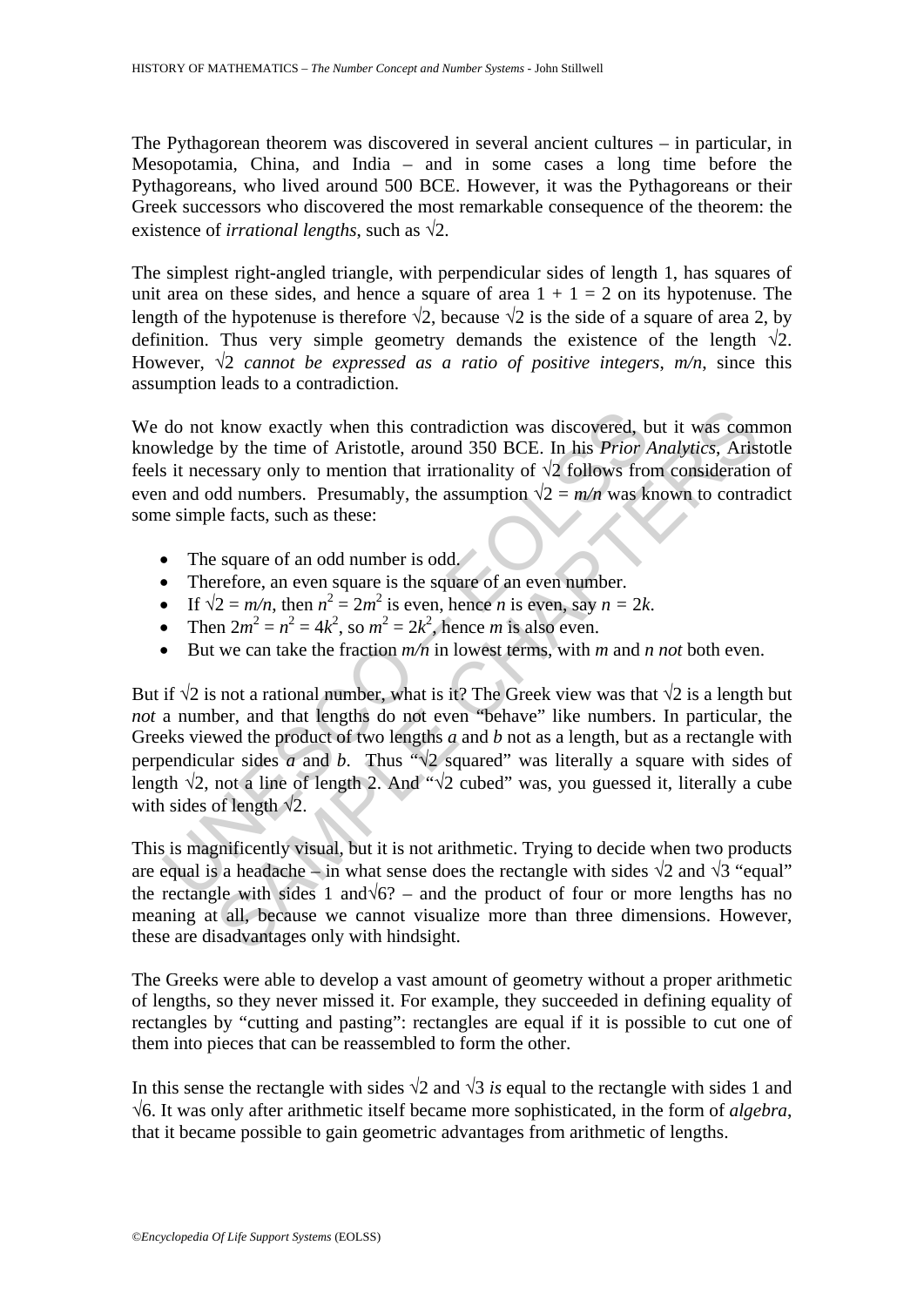The Pythagorean theorem was discovered in several ancient cultures – in particular, in Mesopotamia, China, and India – and in some cases a long time before the Pythagoreans, who lived around 500 BCE. However, it was the Pythagoreans or their Greek successors who discovered the most remarkable consequence of the theorem: the existence of *irrational lengths*, such as $\sqrt{2}$.

The simplest right-angled triangle, with perpendicular sides of length 1, has squares of unit area on these sides, and hence a square of area $1 + 1 = 2$ on its hypotenuse. The length of the hypotenuse is therefore $\sqrt{2}$, because $\sqrt{2}$ is the side of a square of area 2, by definition. Thus very simple geometry demands the existence of the length $\sqrt{2}$. However, $\sqrt{2}$ *cannot be expressed as a ratio of positive integers*, $m/n$, since this assumption leads to a contradiction.

We do not know exactly when this contradiction was discovered, but it was common knowledge by the time of Aristotle, around 350 BCE. In his *Prior Analytics*, Aristotle feels it necessary only to mention that irrationality of $\sqrt{2}$ follows from consideration of even and odd numbers. Presumably, the assumption $\sqrt{2} = m/n$ was known to contradict some simple facts, such as these:

- The square of an odd number is odd.
- Therefore, an even square is the square of an even number.
- If $\sqrt{2} = m/n$, then $n^2 = 2m^2$ is even, hence $n$ is even, say $n = 2k$.
- Then $2m^2 = n^2 = 4k^2$, so $m^2 = 2k^2$, hence $m$ is also even.
- But we can take the fraction $m/n$ in lowest terms, with $m$ and $n$ *not* both even.

But if $\sqrt{2}$ is not a rational number, what is it? The Greek view was that $\sqrt{2}$ is a length but *not* a number, and that lengths do not even "behave" like numbers. In particular, the Greeks viewed the product of two lengths $a$ and $b$ not as a length, but as a rectangle with perpendicular sides $a$ and $b$. Thus "$\sqrt{2}$ squared" was literally a square with sides of length $\sqrt{2}$, not a line of length 2. And "$\sqrt{2}$ cubed" was, you guessed it, literally a cube with sides of length $\sqrt{2}$.

This is magnificently visual, but it is not arithmetic. Trying to decide when two products are equal is a headache – in what sense does the rectangle with sides $\sqrt{2}$ and $\sqrt{3}$ "equal" the rectangle with sides 1 and $\sqrt{6}$? – and the product of four or more lengths has no meaning at all, because we cannot visualize more than three dimensions. However, these are disadvantages only with hindsight.

The Greeks were able to develop a vast amount of geometry without a proper arithmetic of lengths, so they never missed it. For example, they succeeded in defining equality of rectangles by "cutting and pasting": rectangles are equal if it is possible to cut one of them into pieces that can be reassembled to form the other.

In this sense the rectangle with sides $\sqrt{2}$ and $\sqrt{3}$ *is* equal to the rectangle with sides 1 and $\sqrt{6}$. It was only after arithmetic itself became more sophisticated, in the form of *algebra*, that it became possible to gain geometric advantages from arithmetic of lengths.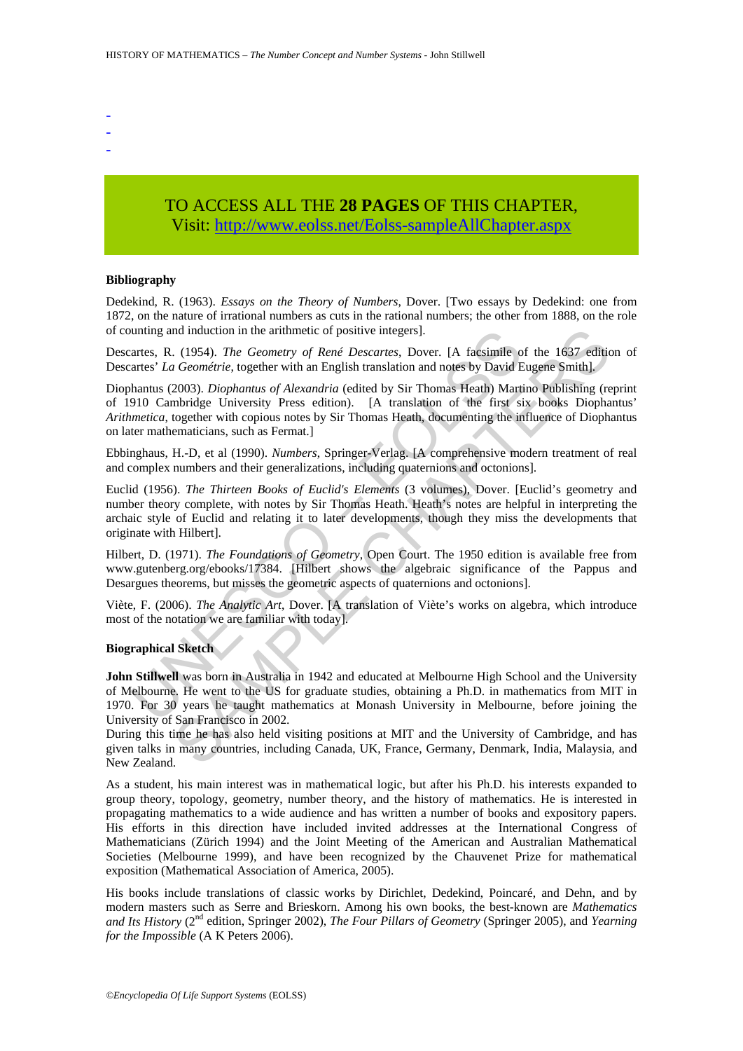-
-
-

TO ACCESS ALL THE **28 PAGES** OF THIS CHAPTER,
Visit: http://www.eolss.net/Eolss-sampleAllChapter.aspx

### Bibliography

Dedekind, R. (1963). *Essays on the Theory of Numbers*, Dover. [Two essays by Dedekind: one from 1872, on the nature of irrational numbers as cuts in the rational numbers; the other from 1888, on the role of counting and induction in the arithmetic of positive integers].

Descartes, R. (1954). *The Geometry of René Descartes*, Dover. [A facsimile of the 1637 edition of Descartes' *La Geométrie*, together with an English translation and notes by David Eugene Smith].

Diophantus (2003). *Diophantus of Alexandria* (edited by Sir Thomas Heath) Martino Publishing (reprint of 1910 Cambridge University Press edition). [A translation of the first six books Diophantus' *Arithmetica*, together with copious notes by Sir Thomas Heath, documenting the influence of Diophantus on later mathematicians, such as Fermat.]

Ebbinghaus, H.-D, et al (1990). *Numbers*, Springer-Verlag. [A comprehensive modern treatment of real and complex numbers and their generalizations, including quaternions and octonions].

Euclid (1956). *The Thirteen Books of Euclid's Elements* (3 volumes), Dover. [Euclid's geometry and number theory complete, with notes by Sir Thomas Heath. Heath's notes are helpful in interpreting the archaic style of Euclid and relating it to later developments, though they miss the developments that originate with Hilbert].

Hilbert, D. (1971). *The Foundations of Geometry*, Open Court. The 1950 edition is available free from www.gutenberg.org/ebooks/17384. [Hilbert shows the algebraic significance of the Pappus and Desargues theorems, but misses the geometric aspects of quaternions and octonions].

Viète, F. (2006). *The Analytic Art*, Dover. [A translation of Viète's works on algebra, which introduce most of the notation we are familiar with today].

### Biographical Sketch

**John Stillwell** was born in Australia in 1942 and educated at Melbourne High School and the University of Melbourne. He went to the US for graduate studies, obtaining a Ph.D. in mathematics from MIT in 1970. For 30 years he taught mathematics at Monash University in Melbourne, before joining the University of San Francisco in 2002.
During this time he has also held visiting positions at MIT and the University of Cambridge, and has given talks in many countries, including Canada, UK, France, Germany, Denmark, India, Malaysia, and New Zealand.

As a student, his main interest was in mathematical logic, but after his Ph.D. his interests expanded to group theory, topology, geometry, number theory, and the history of mathematics. He is interested in propagating mathematics to a wide audience and has written a number of books and expository papers. His efforts in this direction have included invited addresses at the International Congress of Mathematicians (Zürich 1994) and the Joint Meeting of the American and Australian Mathematical Societies (Melbourne 1999), and have been recognized by the Chauvenet Prize for mathematical exposition (Mathematical Association of America, 2005).

His books include translations of classic works by Dirichlet, Dedekind, Poincaré, and Dehn, and by modern masters such as Serre and Brieskorn. Among his own books, the best-known are *Mathematics and Its History* (2nd edition, Springer 2002), *The Four Pillars of Geometry* (Springer 2005), and *Yearning for the Impossible* (A K Peters 2006).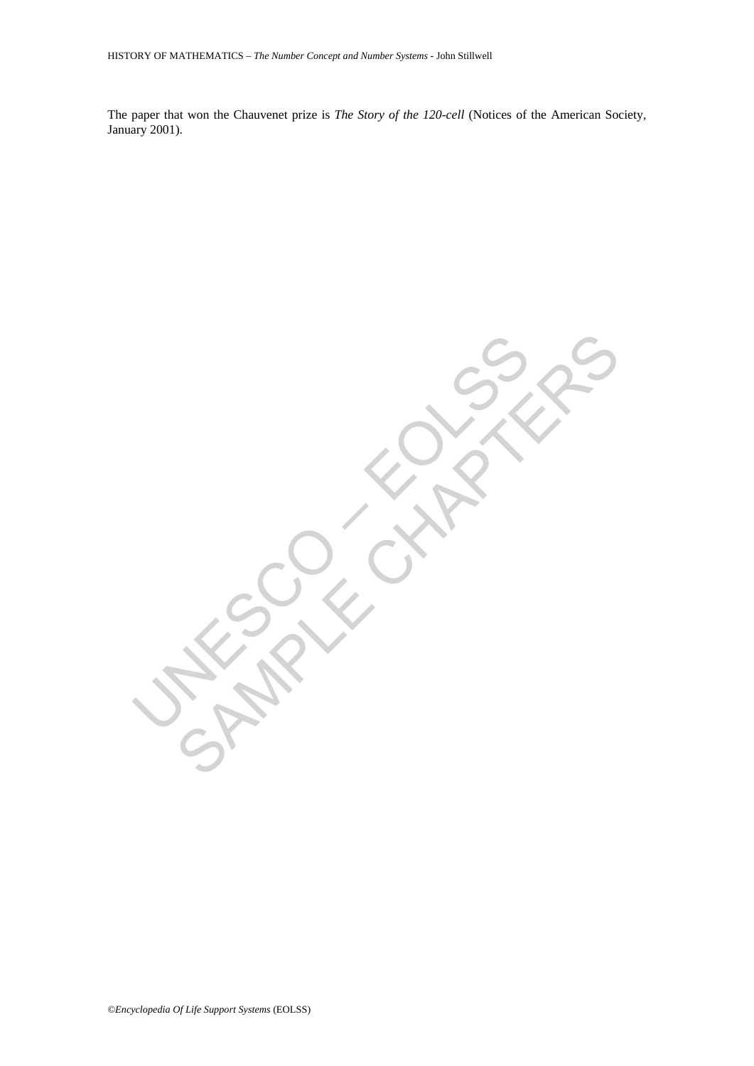The paper that won the Chauvenet prize is *The Story of the 120-cell* (Notices of the American Society, January 2001).